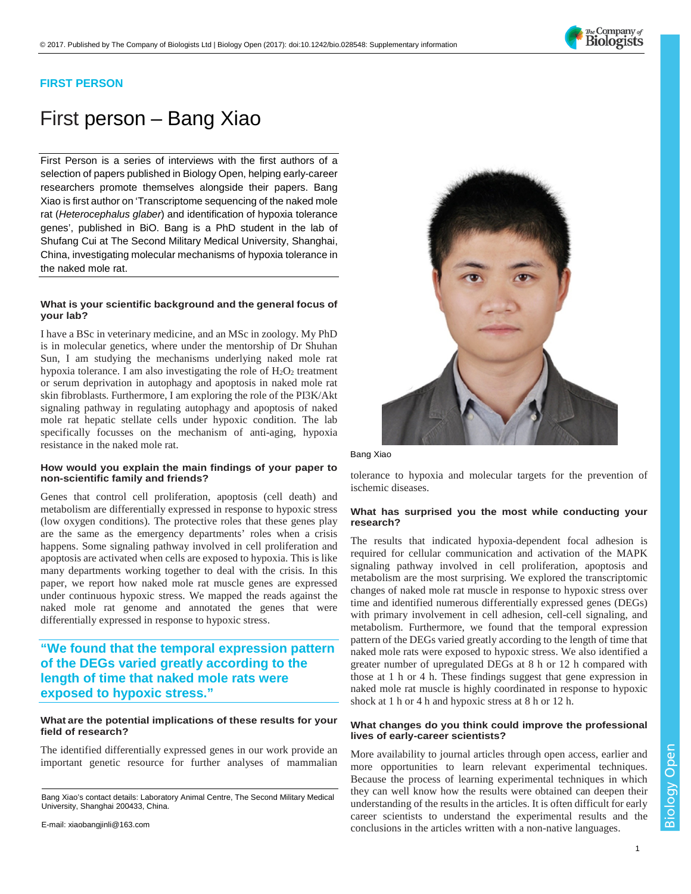**FIRST PERSON**

# First person – Bang Xiao

First Person is a series of interviews with the first authors of a selection of papers published in Biology Open, helping early-career researchers promote themselves alongside their papers. Bang Xiao is first author on 'Transcriptome sequencing of the naked mole rat (*Heterocephalus glaber*) and identification of hypoxia tolerance genes', published in BiO. Bang is a PhD student in the lab of Shufang Cui at The Second Military Medical University, Shanghai, China, investigating molecular mechanisms of hypoxia tolerance in the naked mole rat.

### What is your scientific background and the general focus of your lab?

I have a BSc in veterinary medicine, and an MSc in zoology. My PhD is in molecular genetics, where under the mentorship of Dr Shuhan Sun, I am studying the mechanisms underlying naked mole rat hypoxia tolerance. I am also investigating the role of $H_2O_2$ treatment or serum deprivation in autophagy and apoptosis in naked mole rat skin fibroblasts. Furthermore, I am exploring the role of the PI3K/Akt signaling pathway in regulating autophagy and apoptosis of naked mole rat hepatic stellate cells under hypoxic condition. The lab specifically focusses on the mechanism of anti-aging, hypoxia resistance in the naked mole rat.

Bang Xiao

### How would you explain the main findings of your paper to non-scientific family and friends?

Genes that control cell proliferation, apoptosis (cell death) and metabolism are differentially expressed in response to hypoxic stress (low oxygen conditions). The protective roles that these genes play are the same as the emergency departments' roles when a crisis happens. Some signaling pathway involved in cell proliferation and apoptosis are activated when cells are exposed to hypoxia. This is like many departments working together to deal with the crisis. In this paper, we report how naked mole rat muscle genes are expressed under continuous hypoxic stress. We mapped the reads against the naked mole rat genome and annotated the genes that were differentially expressed in response to hypoxic stress.

> "We found that the temporal expression pattern of the DEGs varied greatly according to the length of time that naked mole rats were exposed to hypoxic stress."

### What are the potential implications of these results for your field of research?

The identified differentially expressed genes in our work provide an important genetic resource for further analyses of mammalian tolerance to hypoxia and molecular targets for the prevention of ischemic diseases.

### What has surprised you the most while conducting your research?

The results that indicated hypoxia-dependent focal adhesion is required for cellular communication and activation of the MAPK signaling pathway involved in cell proliferation, apoptosis and metabolism are the most surprising. We explored the transcriptomic changes of naked mole rat muscle in response to hypoxic stress over time and identified numerous differentially expressed genes (DEGs) with primary involvement in cell adhesion, cell-cell signaling, and metabolism. Furthermore, we found that the temporal expression pattern of the DEGs varied greatly according to the length of time that naked mole rats were exposed to hypoxic stress. We also identified a greater number of upregulated DEGs at 8 h or 12 h compared with those at 1 h or 4 h. These findings suggest that gene expression in naked mole rat muscle is highly coordinated in response to hypoxic shock at 1 h or 4 h and hypoxic stress at 8 h or 12 h.

### What changes do you think could improve the professional lives of early-career scientists?

More availability to journal articles through open access, earlier and more opportunities to learn relevant experimental techniques. Because the process of learning experimental techniques in which they can well know how the results were obtained can deepen their understanding of the results in the articles. It is often difficult for early career scientists to understand the experimental results and the conclusions in the articles written with a non-native languages.

Bang Xiao's contact details: Laboratory Animal Centre, The Second Military Medical University, Shanghai 200433, China.

E-mail: xiaobangjinli@163.com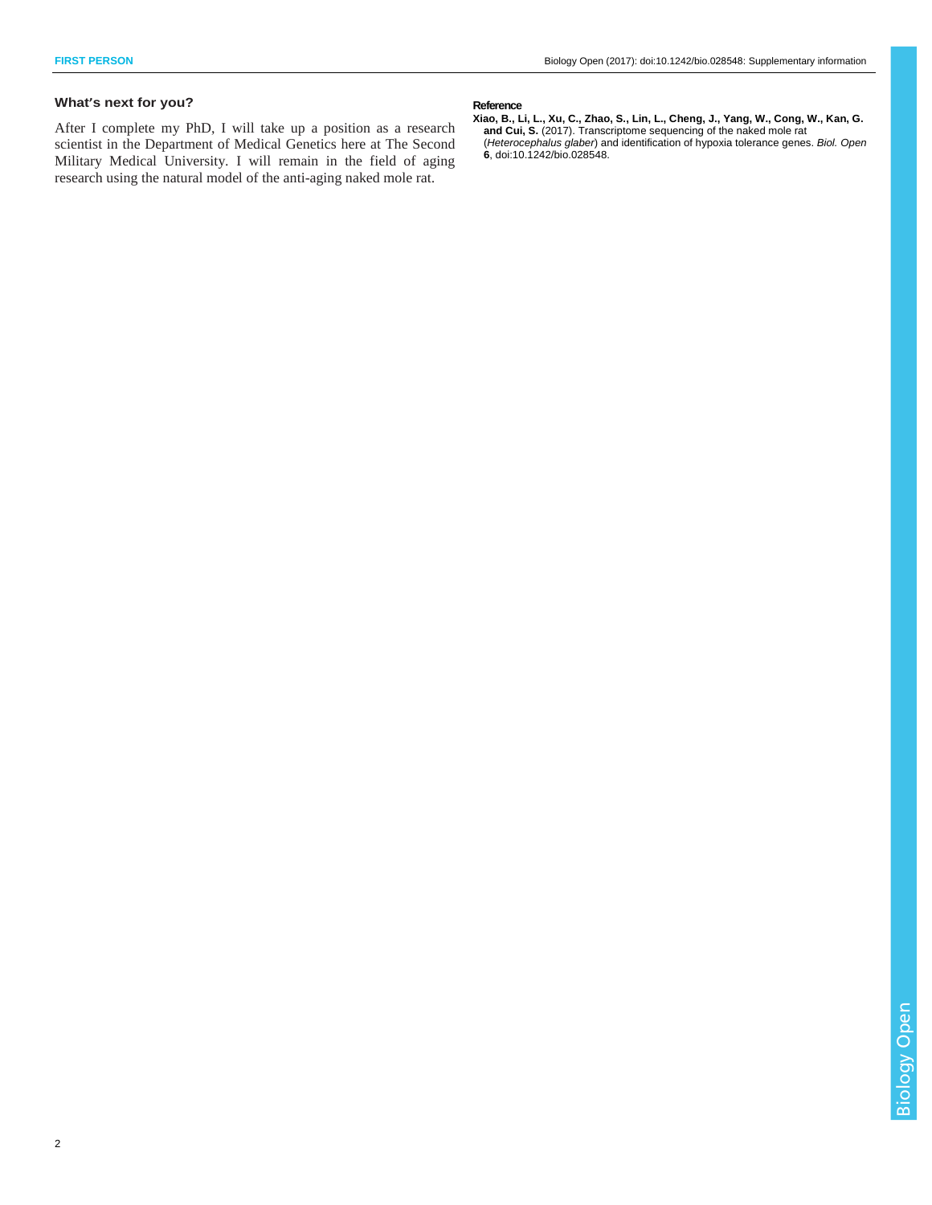### What's next for you?

After I complete my PhD, I will take up a position as a research scientist in the Department of Medical Genetics here at The Second Military Medical University. I will remain in the field of aging research using the natural model of the anti-aging naked mole rat.

#### Reference

**Xiao, B., Li, L., Xu, C., Zhao, S., Lin, L., Cheng, J., Yang, W., Cong, W., Kan, G. and Cui, S.** (2017). Transcriptome sequencing of the naked mole rat (*Heterocephalus glaber*) and identification of hypoxia tolerance genes. *Biol. Open* **6**, doi:10.1242/bio.028548.